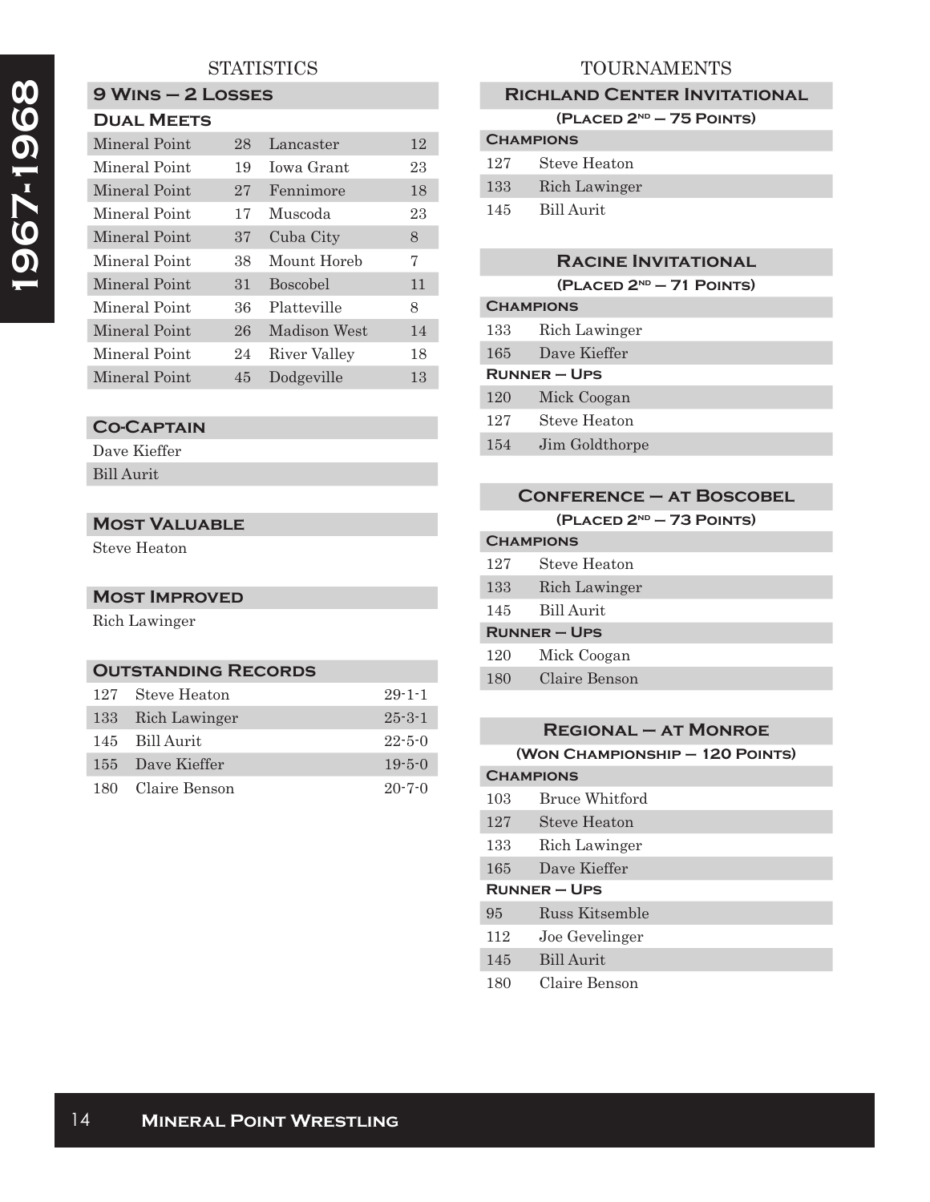# 1967-1968

## STATISTICS

### 9 Wins – 2 Losses

#### Dual Meets

| | | | |
|---|---|---|---|
| Mineral Point | 28 | Lancaster | 12 |
| Mineral Point | 19 | Iowa Grant | 23 |
| Mineral Point | 27 | Fennimore | 18 |
| Mineral Point | 17 | Muscoda | 23 |
| Mineral Point | 37 | Cuba City | 8 |
| Mineral Point | 38 | Mount Horeb | 7 |
| Mineral Point | 31 | Boscobel | 11 |
| Mineral Point | 36 | Platteville | 8 |
| Mineral Point | 26 | Madison West | 14 |
| Mineral Point | 24 | River Valley | 18 |
| Mineral Point | 45 | Dodgeville | 13 |

### Co-Captain

Dave Kieffer
Bill Aurit

### Most Valuable

Steve Heaton

### Most Improved

Rich Lawinger

### Outstanding Records

| | | |
|---|---|---|
| 127 | Steve Heaton | 29-1-1 |
| 133 | Rich Lawinger | 25-3-1 |
| 145 | Bill Aurit | 22-5-0 |
| 155 | Dave Kieffer | 19-5-0 |
| 180 | Claire Benson | 20-7-0 |

## TOURNAMENTS

### Richland Center Invitational

**(Placed 2nd – 75 Points)**

**Champions**

| | |
|---|---|
| 127 | Steve Heaton |
| 133 | Rich Lawinger |
| 145 | Bill Aurit |

### Racine Invitational

**(Placed 2nd – 71 Points)**

**Champions**

| | |
|---|---|
| 133 | Rich Lawinger |
| 165 | Dave Kieffer |

**Runner – Ups**

| | |
|---|---|
| 120 | Mick Coogan |
| 127 | Steve Heaton |
| 154 | Jim Goldthorpe |

### Conference – at Boscobel

**(Placed 2nd – 73 Points)**

**Champions**

| | |
|---|---|
| 127 | Steve Heaton |
| 133 | Rich Lawinger |
| 145 | Bill Aurit |

**Runner – Ups**

| | |
|---|---|
| 120 | Mick Coogan |
| 180 | Claire Benson |

### Regional – at Monroe

**(Won Championship – 120 Points)**

**Champions**

| | |
|---|---|
| 103 | Bruce Whitford |
| 127 | Steve Heaton |
| 133 | Rich Lawinger |
| 165 | Dave Kieffer |

**Runner – Ups**

| | |
|---|---|
| 95 | Russ Kitsemble |
| 112 | Joe Gevelinger |
| 145 | Bill Aurit |
| 180 | Claire Benson |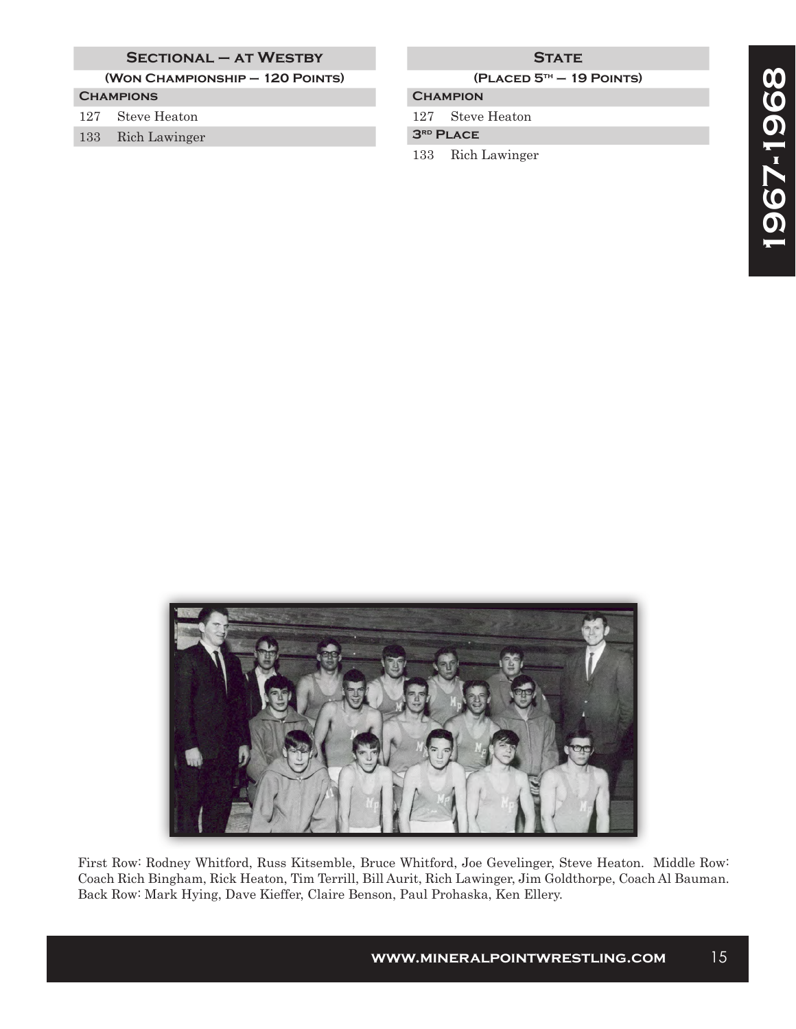## Sectional – at Westby

**(Won Championship – 120 Points)**

| Champions | |
|---|---|
| 127 | Steve Heaton |
| 133 | Rich Lawinger |

## State

**(Placed 5th – 19 Points)**

| Champion | |
|---|---|
| 127 | Steve Heaton |
| **3rd Place** | |
| 133 | Rich Lawinger |

First Row: Rodney Whitford, Russ Kitsemble, Bruce Whitford, Joe Gevelinger, Steve Heaton. Middle Row: Coach Rich Bingham, Rick Heaton, Tim Terrill, Bill Aurit, Rich Lawinger, Jim Goldthorpe, Coach Al Bauman. Back Row: Mark Hying, Dave Kieffer, Claire Benson, Paul Prohaska, Ken Ellery.